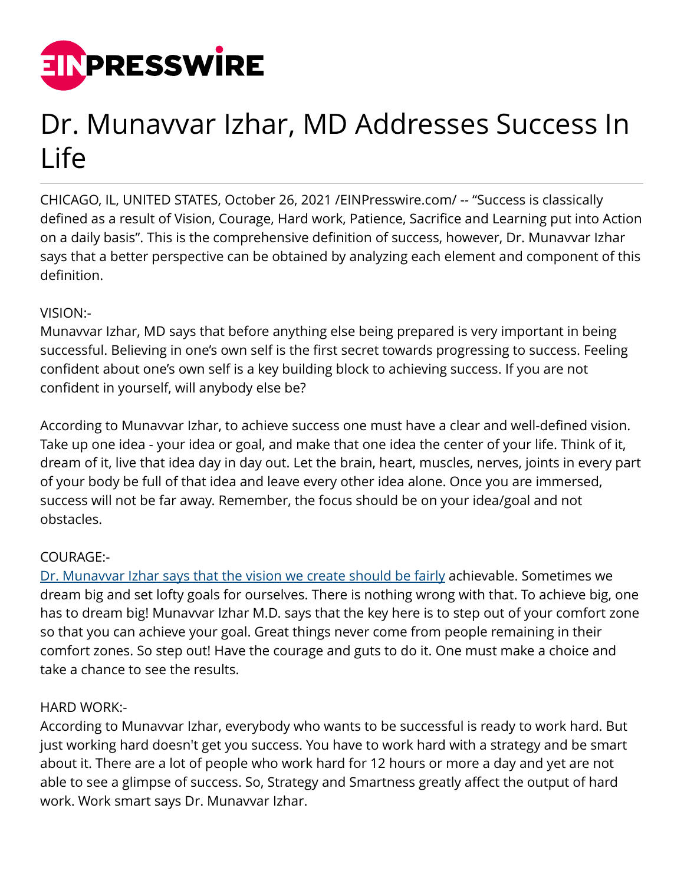# Dr. Munavvar Izhar, MD Addresses Success In Life

CHICAGO, IL, UNITED STATES, October 26, 2021 /EINPresswire.com/ -- "Success is classically defined as a result of Vision, Courage, Hard work, Patience, Sacrifice and Learning put into Action on a daily basis". This is the comprehensive definition of success, however, Dr. Munavvar Izhar says that a better perspective can be obtained by analyzing each element and component of this definition.

VISION:-
Munavvar Izhar, MD says that before anything else being prepared is very important in being successful. Believing in one's own self is the first secret towards progressing to success. Feeling confident about one's own self is a key building block to achieving success. If you are not confident in yourself, will anybody else be?

According to Munavvar Izhar, to achieve success one must have a clear and well-defined vision. Take up one idea - your idea or goal, and make that one idea the center of your life. Think of it, dream of it, live that idea day in day out. Let the brain, heart, muscles, nerves, joints in every part of your body be full of that idea and leave every other idea alone. Once you are immersed, success will not be far away. Remember, the focus should be on your idea/goal and not obstacles.

COURAGE:-
[Dr. Munavvar Izhar says that the vision we create should be fairly](#) achievable. Sometimes we dream big and set lofty goals for ourselves. There is nothing wrong with that. To achieve big, one has to dream big! Munavvar Izhar M.D. says that the key here is to step out of your comfort zone so that you can achieve your goal. Great things never come from people remaining in their comfort zones. So step out! Have the courage and guts to do it. One must make a choice and take a chance to see the results.

HARD WORK:-
According to Munavvar Izhar, everybody who wants to be successful is ready to work hard. But just working hard doesn't get you success. You have to work hard with a strategy and be smart about it. There are a lot of people who work hard for 12 hours or more a day and yet are not able to see a glimpse of success. So, Strategy and Smartness greatly affect the output of hard work. Work smart says Dr. Munavvar Izhar.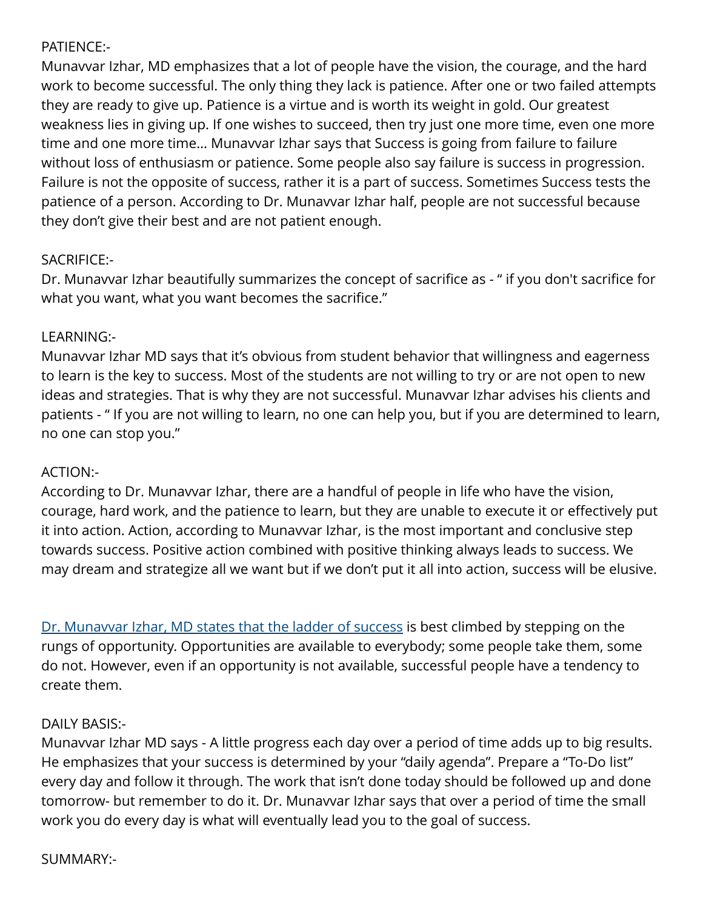PATIENCE:-

Munavvar Izhar, MD emphasizes that a lot of people have the vision, the courage, and the hard work to become successful. The only thing they lack is patience. After one or two failed attempts they are ready to give up. Patience is a virtue and is worth its weight in gold. Our greatest weakness lies in giving up. If one wishes to succeed, then try just one more time, even one more time and one more time… Munavvar Izhar says that Success is going from failure to failure without loss of enthusiasm or patience. Some people also say failure is success in progression. Failure is not the opposite of success, rather it is a part of success. Sometimes Success tests the patience of a person. According to Dr. Munavvar Izhar half, people are not successful because they don't give their best and are not patient enough.

SACRIFICE:-

Dr. Munavvar Izhar beautifully summarizes the concept of sacrifice as - " if you don't sacrifice for what you want, what you want becomes the sacrifice."

LEARNING:-

Munavvar Izhar MD says that it's obvious from student behavior that willingness and eagerness to learn is the key to success. Most of the students are not willing to try or are not open to new ideas and strategies. That is why they are not successful. Munavvar Izhar advises his clients and patients - " If you are not willing to learn, no one can help you, but if you are determined to learn, no one can stop you."

ACTION:-

According to Dr. Munavvar Izhar, there are a handful of people in life who have the vision, courage, hard work, and the patience to learn, but they are unable to execute it or effectively put it into action. Action, according to Munavvar Izhar, is the most important and conclusive step towards success. Positive action combined with positive thinking always leads to success. We may dream and strategize all we want but if we don't put it all into action, success will be elusive.

Dr. Munavvar Izhar, MD states that the ladder of success is best climbed by stepping on the rungs of opportunity. Opportunities are available to everybody; some people take them, some do not. However, even if an opportunity is not available, successful people have a tendency to create them.

DAILY BASIS:-

Munavvar Izhar MD says - A little progress each day over a period of time adds up to big results. He emphasizes that your success is determined by your "daily agenda". Prepare a "To-Do list" every day and follow it through. The work that isn't done today should be followed up and done tomorrow- but remember to do it. Dr. Munavvar Izhar says that over a period of time the small work you do every day is what will eventually lead you to the goal of success.

SUMMARY:-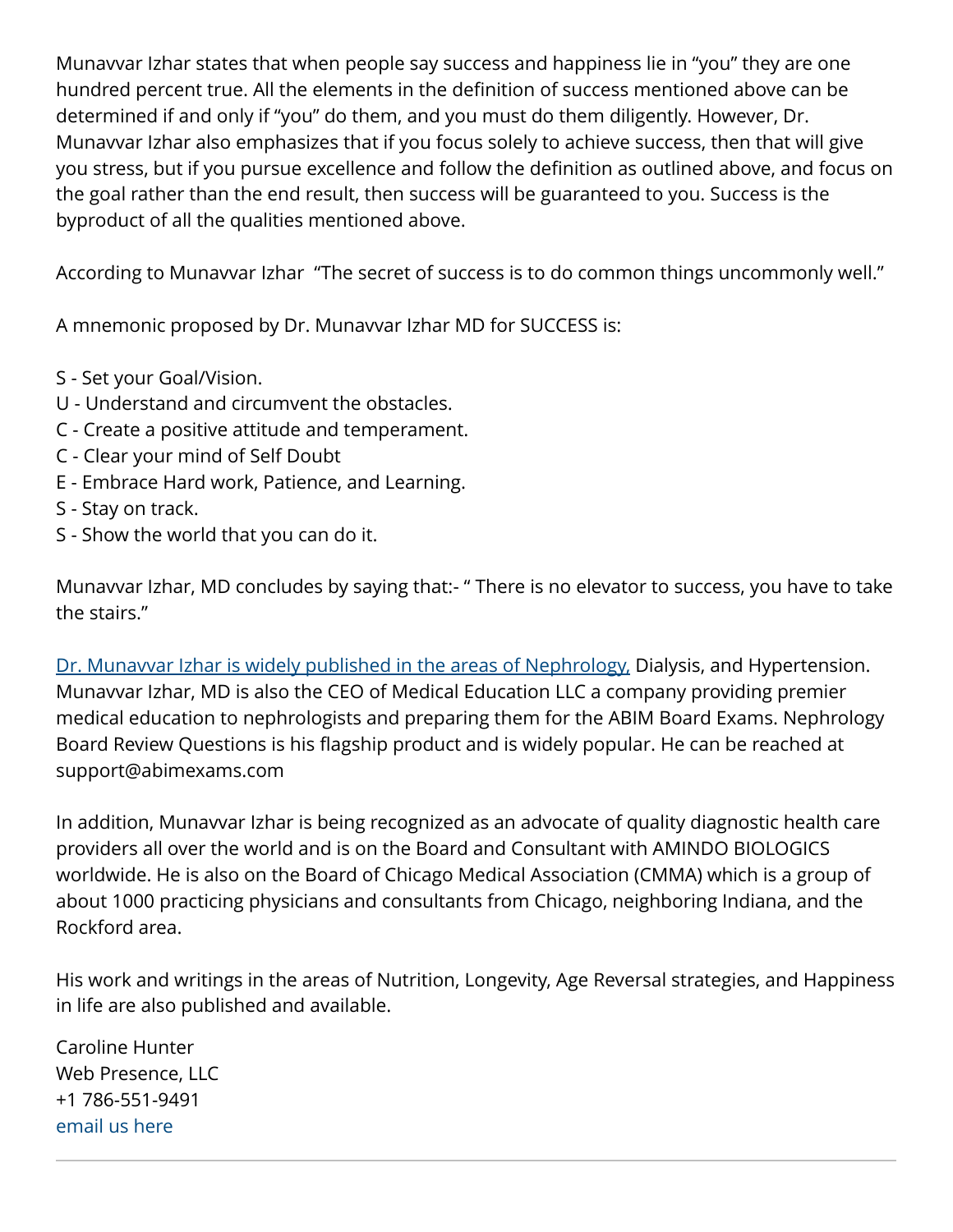Munavvar Izhar states that when people say success and happiness lie in “you” they are one hundred percent true. All the elements in the definition of success mentioned above can be determined if and only if “you” do them, and you must do them diligently. However, Dr. Munavvar Izhar also emphasizes that if you focus solely to achieve success, then that will give you stress, but if you pursue excellence and follow the definition as outlined above, and focus on the goal rather than the end result, then success will be guaranteed to you. Success is the byproduct of all the qualities mentioned above.

According to Munavvar Izhar  “The secret of success is to do common things uncommonly well.”

A mnemonic proposed by Dr. Munavvar Izhar MD for SUCCESS is:

S - Set your Goal/Vision.
U - Understand and circumvent the obstacles.
C - Create a positive attitude and temperament.
C - Clear your mind of Self Doubt
E - Embrace Hard work, Patience, and Learning.
S - Stay on track.
S - Show the world that you can do it.

Munavvar Izhar, MD concludes by saying that:- “ There is no elevator to success, you have to take the stairs.”

Dr. Munavvar Izhar is widely published in the areas of Nephrology, Dialysis, and Hypertension. Munavvar Izhar, MD is also the CEO of Medical Education LLC a company providing premier medical education to nephrologists and preparing them for the ABIM Board Exams. Nephrology Board Review Questions is his flagship product and is widely popular. He can be reached at support@abimexams.com

In addition, Munavvar Izhar is being recognized as an advocate of quality diagnostic health care providers all over the world and is on the Board and Consultant with AMINDO BIOLOGICS worldwide. He is also on the Board of Chicago Medical Association (CMMA) which is a group of about 1000 practicing physicians and consultants from Chicago, neighboring Indiana, and the Rockford area.

His work and writings in the areas of Nutrition, Longevity, Age Reversal strategies, and Happiness in life are also published and available.

Caroline Hunter
Web Presence, LLC
+1 786-551-9491
email us here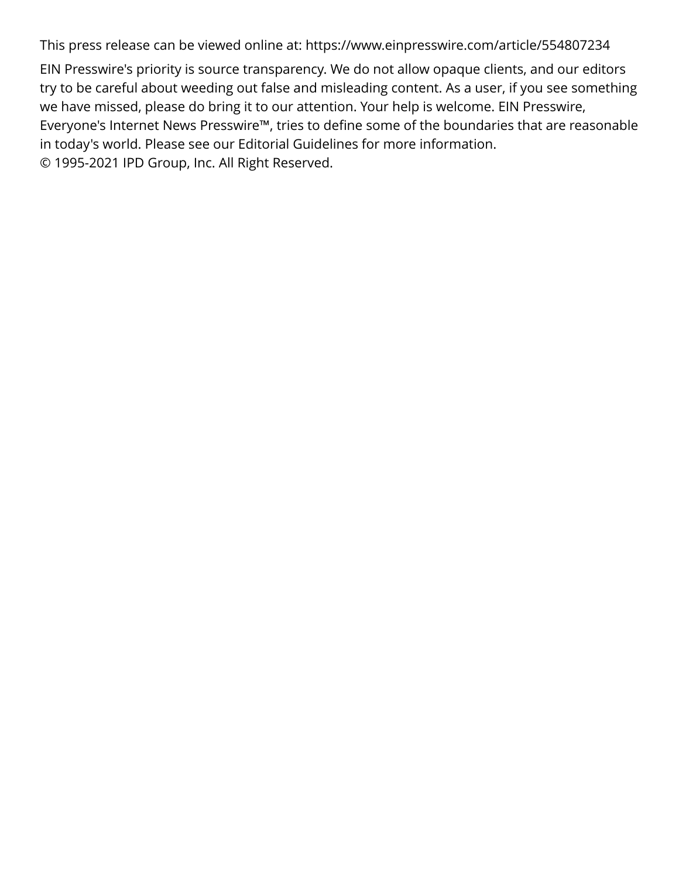This press release can be viewed online at: https://www.einpresswire.com/article/554807234

EIN Presswire's priority is source transparency. We do not allow opaque clients, and our editors try to be careful about weeding out false and misleading content. As a user, if you see something we have missed, please do bring it to our attention. Your help is welcome. EIN Presswire, Everyone's Internet News Presswire™, tries to define some of the boundaries that are reasonable in today's world. Please see our Editorial Guidelines for more information.

© 1995-2021 IPD Group, Inc. All Right Reserved.